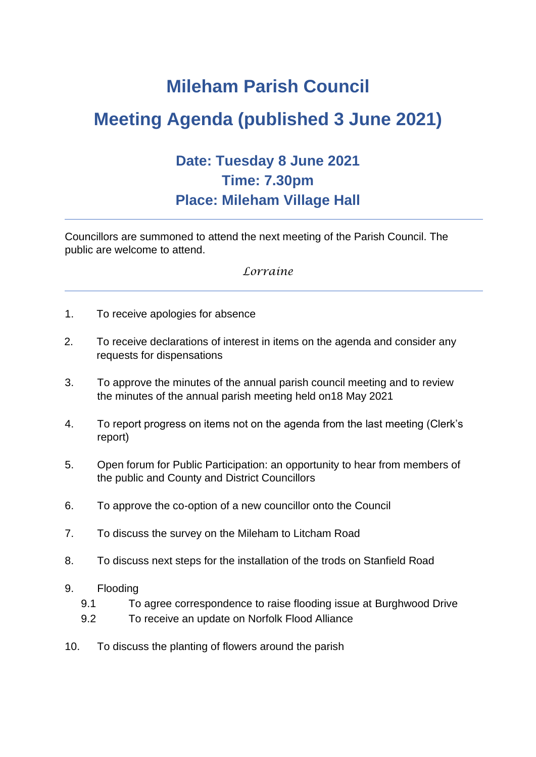# Mileham Parish Council

# Meeting Agenda (published 3 June 2021)

## Date: Tuesday 8 June 2021
## Time: 7.30pm
## Place: Mileham Village Hall

---

Councillors are summoned to attend the next meeting of the Parish Council. The public are welcome to attend.

*Lorraine*

---

1. To receive apologies for absence

2. To receive declarations of interest in items on the agenda and consider any requests for dispensations

3. To approve the minutes of the annual parish council meeting and to review the minutes of the annual parish meeting held on18 May 2021

4. To report progress on items not on the agenda from the last meeting (Clerk's report)

5. Open forum for Public Participation: an opportunity to hear from members of the public and County and District Councillors

6. To approve the co-option of a new councillor onto the Council

7. To discuss the survey on the Mileham to Litcham Road

8. To discuss next steps for the installation of the trods on Stanfield Road

9. Flooding
   - 9.1 To agree correspondence to raise flooding issue at Burghwood Drive
   - 9.2 To receive an update on Norfolk Flood Alliance

10. To discuss the planting of flowers around the parish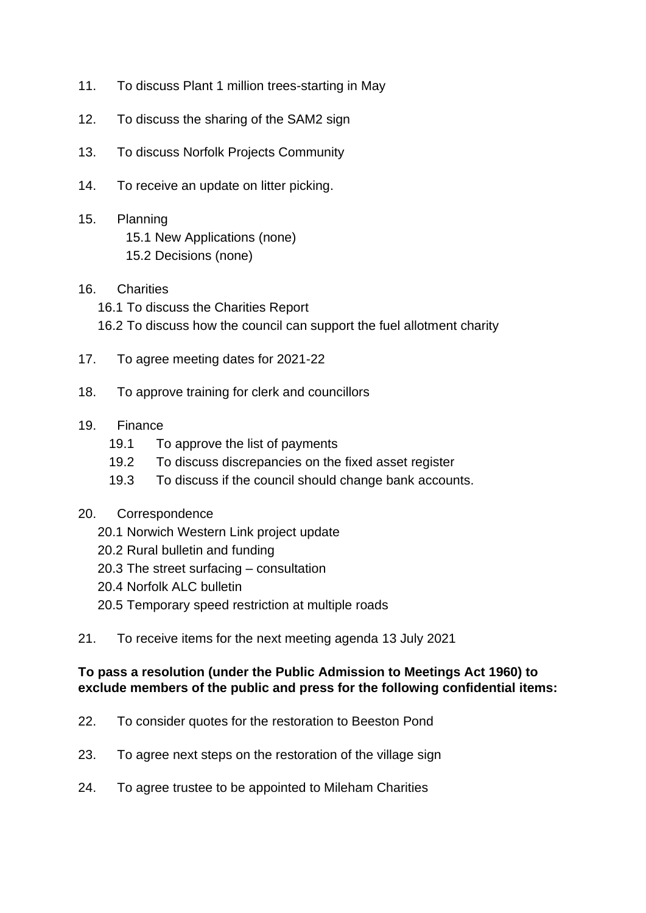11. To discuss Plant 1 million trees-starting in May

12. To discuss the sharing of the SAM2 sign

13. To discuss Norfolk Projects Community

14. To receive an update on litter picking.

15. Planning
    - 15.1 New Applications (none)
    - 15.2 Decisions (none)

16. Charities
    - 16.1 To discuss the Charities Report
    - 16.2 To discuss how the council can support the fuel allotment charity

17. To agree meeting dates for 2021-22

18. To approve training for clerk and councillors

19. Finance
    - 19.1 To approve the list of payments
    - 19.2 To discuss discrepancies on the fixed asset register
    - 19.3 To discuss if the council should change bank accounts.

20. Correspondence
    - 20.1 Norwich Western Link project update
    - 20.2 Rural bulletin and funding
    - 20.3 The street surfacing – consultation
    - 20.4 Norfolk ALC bulletin
    - 20.5 Temporary speed restriction at multiple roads

21. To receive items for the next meeting agenda 13 July 2021

**To pass a resolution (under the Public Admission to Meetings Act 1960) to exclude members of the public and press for the following confidential items:**

22. To consider quotes for the restoration to Beeston Pond

23. To agree next steps on the restoration of the village sign

24. To agree trustee to be appointed to Mileham Charities